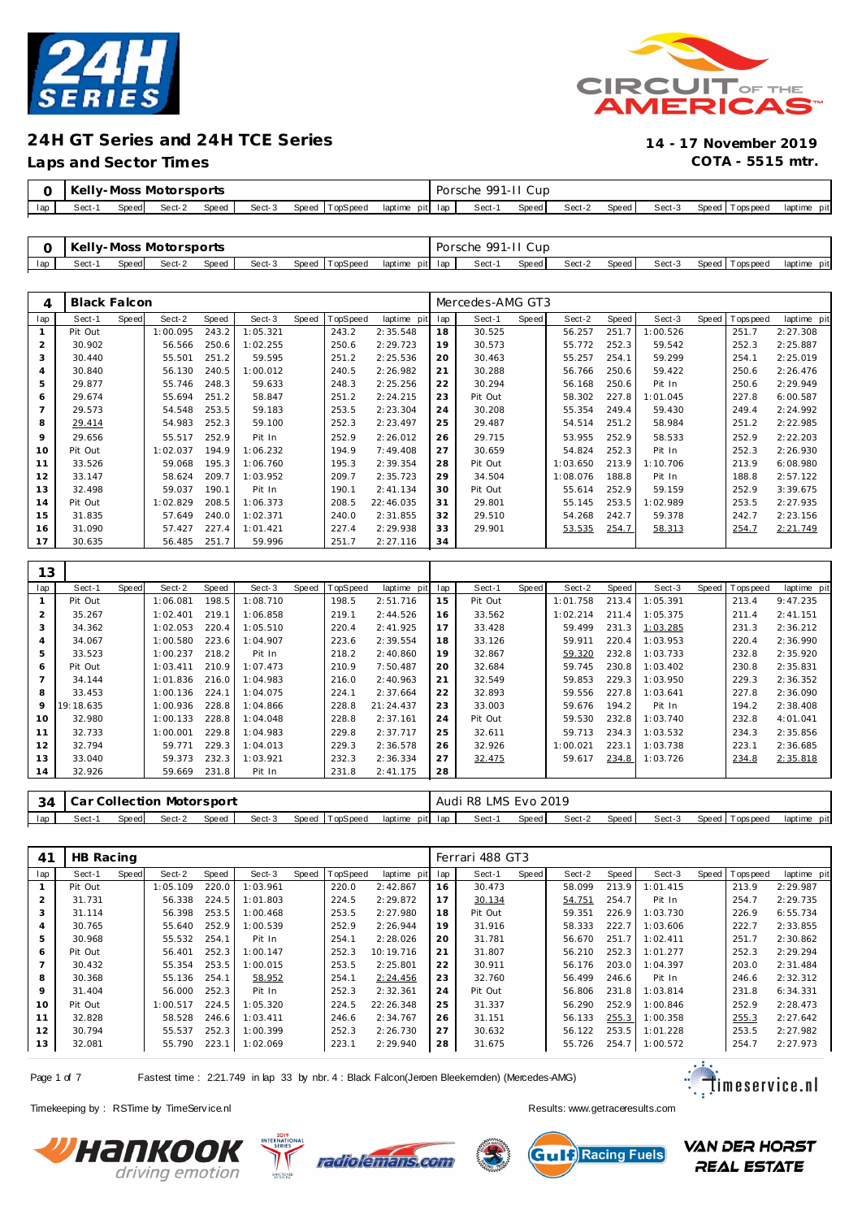# 24H GT Series and 24H TCE Series

## Laps and Sector Times

**14 - 17 November 2019**
**COTA - 5515 mtr.**

| 0 | Kelly-Moss Motorsports | | | | | | | | Porsche 991-II Cup | | | | | | | | |
|---|---|---|---|---|---|---|---|---|---|---|---|---|---|---|---|---|---|
| lap | Sect-1 | Speed | Sect-2 | Speed | Sect-3 | Speed | TopSpeed | laptime pit | lap | Sect-1 | Speed | Sect-2 | Speed | Sect-3 | Speed | Topspeed | laptime pit |

| 0 | Kelly-Moss Motorsports | | | | | | | | Porsche 991-II Cup | | | | | | | | |
|---|---|---|---|---|---|---|---|---|---|---|---|---|---|---|---|---|---|
| lap | Sect-1 | Speed | Sect-2 | Speed | Sect-3 | Speed | TopSpeed | laptime pit | lap | Sect-1 | Speed | Sect-2 | Speed | Sect-3 | Speed | Topspeed | laptime pit |

| 4 | Black Falcon | | | | | | | | Mercedes-AMG GT3 | | | | | | | | |
|---|---|---|---|---|---|---|---|---|---|---|---|---|---|---|---|---|---|
| lap | Sect-1 | Speed | Sect-2 | Speed | Sect-3 | Speed | TopSpeed | laptime pit | lap | Sect-1 | Speed | Sect-2 | Speed | Sect-3 | Speed | Topspeed | laptime pit |
| 1 | Pit Out | | 1:00.095 | 243.2 | 1:05.321 | | 243.2 | 2:35.548 | 18 | 30.525 | | 56.257 | 251.7 | 1:00.526 | | 251.7 | 2:27.308 |
| 2 | 30.902 | | 56.566 | 250.6 | 1:02.255 | | 250.6 | 2:29.723 | 19 | 30.573 | | 55.772 | 252.3 | 59.542 | | 252.3 | 2:25.887 |
| 3 | 30.440 | | 55.501 | 251.2 | 59.595 | | 251.2 | 2:25.536 | 20 | 30.463 | | 55.257 | 254.1 | 59.299 | | 254.1 | 2:25.019 |
| 4 | 30.840 | | 56.130 | 240.5 | 1:00.012 | | 240.5 | 2:26.982 | 21 | 30.288 | | 56.766 | 250.6 | 59.422 | | 250.6 | 2:26.476 |
| 5 | 29.877 | | 55.746 | 248.3 | 59.633 | | 248.3 | 2:25.256 | 22 | 30.294 | | 56.168 | 250.6 | Pit In | | 250.6 | 2:29.949 |
| 6 | 29.674 | | 55.694 | 251.2 | 58.847 | | 251.2 | 2:24.215 | 23 | Pit Out | | 58.302 | 227.8 | 1:01.045 | | 227.8 | 6:00.587 |
| 7 | 29.573 | | 54.548 | 253.5 | 59.183 | | 253.5 | 2:23.304 | 24 | 30.208 | | 55.354 | 249.4 | 59.430 | | 249.4 | 2:24.992 |
| 8 | 29.414 | | 54.983 | 252.3 | 59.100 | | 252.3 | 2:23.497 | 25 | 29.487 | | 54.514 | 251.2 | 58.984 | | 251.2 | 2:22.985 |
| 9 | 29.656 | | 55.517 | 252.9 | Pit In | | 252.9 | 2:26.012 | 26 | 29.715 | | 53.955 | 252.9 | 58.533 | | 252.9 | 2:22.203 |
| 10 | Pit Out | | 1:02.037 | 194.9 | 1:06.232 | | 194.9 | 7:49.408 | 27 | 30.659 | | 54.824 | 252.3 | Pit In | | 252.3 | 2:26.930 |
| 11 | 33.526 | | 59.068 | 195.3 | 1:06.760 | | 195.3 | 2:39.354 | 28 | Pit Out | | 1:03.650 | 213.9 | 1:10.706 | | 213.9 | 6:08.980 |
| 12 | 33.147 | | 58.624 | 209.7 | 1:03.952 | | 209.7 | 2:35.723 | 29 | 34.504 | | 1:08.076 | 188.8 | Pit In | | 188.8 | 2:57.122 |
| 13 | 32.498 | | 59.037 | 190.1 | Pit In | | 190.1 | 2:41.134 | 30 | Pit Out | | 55.614 | 252.9 | 59.159 | | 252.9 | 3:39.675 |
| 14 | Pit Out | | 1:02.829 | 208.5 | 1:06.373 | | 208.5 | 22:46.035 | 31 | 29.801 | | 55.145 | 253.5 | 1:02.989 | | 253.5 | 2:27.935 |
| 15 | 31.835 | | 57.649 | 240.0 | 1:02.371 | | 240.0 | 2:31.855 | 32 | 29.510 | | 54.268 | 242.7 | 59.378 | | 242.7 | 2:23.156 |
| 16 | 31.090 | | 57.427 | 227.4 | 1:01.421 | | 227.4 | 2:29.938 | 33 | 29.901 | | 53.535 | 254.7 | 58.313 | | 254.7 | 2:21.749 |
| 17 | 30.635 | | 56.485 | 251.7 | 59.996 | | 251.7 | 2:27.116 | 34 | | | | | | | | |

| 13 | | | | | | | | | | | | | | | | | |
|---|---|---|---|---|---|---|---|---|---|---|---|---|---|---|---|---|---|
| lap | Sect-1 | Speed | Sect-2 | Speed | Sect-3 | Speed | TopSpeed | laptime pit | lap | Sect-1 | Speed | Sect-2 | Speed | Sect-3 | Speed | Topspeed | laptime pit |
| 1 | Pit Out | | 1:06.081 | 198.5 | 1:08.710 | | 198.5 | 2:51.716 | 15 | Pit Out | | 1:01.758 | 213.4 | 1:05.391 | | 213.4 | 9:47.235 |
| 2 | 35.267 | | 1:02.401 | 219.1 | 1:06.858 | | 219.1 | 2:44.526 | 16 | 33.562 | | 1:02.214 | 211.4 | 1:05.375 | | 211.4 | 2:41.151 |
| 3 | 34.362 | | 1:02.053 | 220.4 | 1:05.510 | | 220.4 | 2:41.925 | 17 | 33.428 | | 59.499 | 231.3 | 1:03.285 | | 231.3 | 2:36.212 |
| 4 | 34.067 | | 1:00.580 | 223.6 | 1:04.907 | | 223.6 | 2:39.554 | 18 | 33.126 | | 59.911 | 220.4 | 1:03.953 | | 220.4 | 2:36.990 |
| 5 | 33.523 | | 1:00.237 | 218.2 | Pit In | | 218.2 | 2:40.860 | 19 | 32.867 | | 59.320 | 232.8 | 1:03.733 | | 232.8 | 2:35.920 |
| 6 | Pit Out | | 1:03.411 | 210.9 | 1:07.473 | | 210.9 | 7:50.487 | 20 | 32.684 | | 59.745 | 230.8 | 1:03.402 | | 230.8 | 2:35.831 |
| 7 | 34.144 | | 1:01.836 | 216.0 | 1:04.983 | | 216.0 | 2:40.963 | 21 | 32.549 | | 59.853 | 229.3 | 1:03.950 | | 229.3 | 2:36.352 |
| 8 | 33.453 | | 1:00.136 | 224.1 | 1:04.075 | | 224.1 | 2:37.664 | 22 | 32.893 | | 59.556 | 227.8 | 1:03.641 | | 227.8 | 2:36.090 |
| 9 | 19:18.635 | | 1:00.936 | 228.8 | 1:04.866 | | 228.8 | 21:24.437 | 23 | 33.003 | | 59.676 | 194.2 | Pit In | | 194.2 | 2:38.408 |
| 10 | 32.980 | | 1:00.133 | 228.8 | 1:04.048 | | 228.8 | 2:37.161 | 24 | Pit Out | | 59.530 | 232.8 | 1:03.740 | | 232.8 | 4:01.041 |
| 11 | 32.733 | | 1:00.001 | 229.8 | 1:04.983 | | 229.8 | 2:37.717 | 25 | 32.611 | | 59.713 | 234.3 | 1:03.532 | | 234.3 | 2:35.856 |
| 12 | 32.794 | | 59.771 | 229.3 | 1:04.013 | | 229.3 | 2:36.578 | 26 | 32.926 | | 1:00.021 | 223.1 | 1:03.738 | | 223.1 | 2:36.685 |
| 13 | 33.040 | | 59.373 | 232.3 | 1:03.921 | | 232.3 | 2:36.334 | 27 | 32.475 | | 59.617 | 234.8 | 1:03.726 | | 234.8 | 2:35.818 |
| 14 | 32.926 | | 59.669 | 231.8 | Pit In | | 231.8 | 2:41.175 | 28 | | | | | | | | |

| 34 | Car Collection Motorsport | | | | | | | | Audi R8 LMS Evo 2019 | | | | | | | | |
|---|---|---|---|---|---|---|---|---|---|---|---|---|---|---|---|---|---|
| lap | Sect-1 | Speed | Sect-2 | Speed | Sect-3 | Speed | TopSpeed | laptime pit | lap | Sect-1 | Speed | Sect-2 | Speed | Sect-3 | Speed | Topspeed | laptime pit |

| 41 | HB Racing | | | | | | | | Ferrari 488 GT3 | | | | | | | | |
|---|---|---|---|---|---|---|---|---|---|---|---|---|---|---|---|---|---|
| lap | Sect-1 | Speed | Sect-2 | Speed | Sect-3 | Speed | TopSpeed | laptime pit | lap | Sect-1 | Speed | Sect-2 | Speed | Sect-3 | Speed | Topspeed | laptime pit |
| 1 | Pit Out | | 1:05.109 | 220.0 | 1:03.961 | | 220.0 | 2:42.867 | 16 | 30.473 | | 58.099 | 213.9 | 1:01.415 | | 213.9 | 2:29.987 |
| 2 | 31.731 | | 56.338 | 224.5 | 1:01.803 | | 224.5 | 2:29.872 | 17 | 30.134 | | 54.751 | 254.7 | Pit In | | 254.7 | 2:29.735 |
| 3 | 31.114 | | 56.398 | 253.5 | 1:00.468 | | 253.5 | 2:27.980 | 18 | Pit Out | | 59.351 | 226.9 | 1:03.730 | | 226.9 | 6:55.734 |
| 4 | 30.765 | | 55.640 | 252.9 | 1:00.539 | | 252.9 | 2:26.944 | 19 | 31.916 | | 58.333 | 222.7 | 1:03.606 | | 222.7 | 2:33.855 |
| 5 | 30.968 | | 55.532 | 254.1 | Pit In | | 254.1 | 2:28.026 | 20 | 31.781 | | 56.670 | 251.7 | 1:02.411 | | 251.7 | 2:30.862 |
| 6 | Pit Out | | 56.401 | 252.3 | 1:00.147 | | 252.3 | 10:19.716 | 21 | 31.807 | | 56.210 | 252.3 | 1:01.277 | | 252.3 | 2:29.294 |
| 7 | 30.432 | | 55.354 | 253.5 | 1:00.015 | | 253.5 | 2:25.801 | 22 | 30.911 | | 56.176 | 203.0 | 1:04.397 | | 203.0 | 2:31.484 |
| 8 | 30.368 | | 55.136 | 254.1 | 58.952 | | 254.1 | 2:24.456 | 23 | 32.760 | | 56.499 | 246.6 | Pit In | | 246.6 | 2:32.312 |
| 9 | 31.404 | | 56.000 | 252.3 | Pit In | | 252.3 | 2:32.361 | 24 | Pit Out | | 56.806 | 231.8 | 1:03.814 | | 231.8 | 6:34.331 |
| 10 | Pit Out | | 1:00.517 | 224.5 | 1:05.320 | | 224.5 | 22:26.348 | 25 | 31.337 | | 56.290 | 252.9 | 1:00.846 | | 252.9 | 2:28.473 |
| 11 | 32.828 | | 58.528 | 246.6 | 1:03.411 | | 246.6 | 2:34.767 | 26 | 31.151 | | 56.133 | 255.3 | 1:00.358 | | 255.3 | 2:27.642 |
| 12 | 30.794 | | 55.537 | 252.3 | 1:00.399 | | 252.3 | 2:26.730 | 27 | 30.632 | | 56.122 | 253.5 | 1:01.228 | | 253.5 | 2:27.982 |
| 13 | 32.081 | | 55.790 | 223.1 | 1:02.069 | | 223.1 | 2:29.940 | 28 | 31.675 | | 55.726 | 254.7 | 1:00.572 | | 254.7 | 2:27.973 |

Fastest time : 2:21.749 in lap 33 by nbr. 4 : Black Falcon(Jeroen Bleekemolen) (Mercedes-AMG)

Timekeeping by : RSTime by TimeService.nl

Results: www.getraceresults.com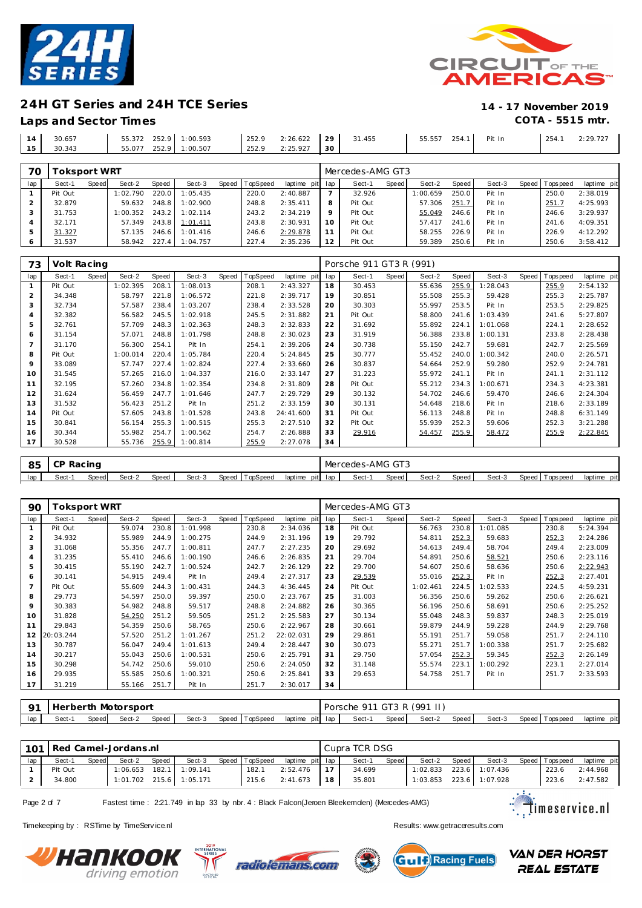# 24H GT Series and 24H TCE Series

## Laps and Sector Times

**14 - 17 November 2019**
**COTA - 5515 mtr.**

| lap | Sect-1 | Speed | Sect-2 | Speed | Sect-3 | Speed | TopSpeed | laptime pit | lap | Sect-1 | Speed | Sect-2 | Speed | Sect-3 | Speed | Topspeed | laptime pit |
|---|---|---|---|---|---|---|---|---|---|---|---|---|---|---|---|---|---|
| 14 | 30.657 | | 55.372 | 252.9 | 1:00.593 | | 252.9 | 2:26.622 | 29 | 31.455 | | 55.557 | 254.1 | Pit In | | 254.1 | 2:29.727 |
| 15 | 30.343 | | 55.077 | 252.9 | 1:00.507 | | 252.9 | 2:25.927 | 30 | | | | | | | | |

### 70 Toksport WRT — Mercedes-AMG GT3

| lap | Sect-1 | Speed | Sect-2 | Speed | Sect-3 | Speed | TopSpeed | laptime pit | lap | Sect-1 | Speed | Sect-2 | Speed | Sect-3 | Speed | Topspeed | laptime pit |
|---|---|---|---|---|---|---|---|---|---|---|---|---|---|---|---|---|---|
| 1 | Pit Out | | 1:02.790 | 220.0 | 1:05.435 | | 220.0 | 2:40.887 | 7 | 32.926 | | 1:00.659 | 250.0 | Pit In | | 250.0 | 2:38.019 |
| 2 | 32.879 | | 59.632 | 248.8 | 1:02.900 | | 248.8 | 2:35.411 | 8 | Pit Out | | 57.306 | 251.7 | Pit In | | 251.7 | 4:25.993 |
| 3 | 31.753 | | 1:00.352 | 243.2 | 1:02.114 | | 243.2 | 2:34.219 | 9 | Pit Out | | 55.049 | 246.6 | Pit In | | 246.6 | 3:29.937 |
| 4 | 32.171 | | 57.349 | 243.8 | 1:01.411 | | 243.8 | 2:30.931 | 10 | Pit Out | | 57.417 | 241.6 | Pit In | | 241.6 | 4:09.351 |
| 5 | 31.327 | | 57.135 | 246.6 | 1:01.416 | | 246.6 | 2:29.878 | 11 | Pit Out | | 58.255 | 226.9 | Pit In | | 226.9 | 4:12.292 |
| 6 | 31.537 | | 58.942 | 227.4 | 1:04.757 | | 227.4 | 2:35.236 | 12 | Pit Out | | 59.389 | 250.6 | Pit In | | 250.6 | 3:58.412 |

### 73 Volt Racing — Porsche 911 GT3 R (991)

| lap | Sect-1 | Speed | Sect-2 | Speed | Sect-3 | Speed | TopSpeed | laptime pit | lap | Sect-1 | Speed | Sect-2 | Speed | Sect-3 | Speed | Topspeed | laptime pit |
|---|---|---|---|---|---|---|---|---|---|---|---|---|---|---|---|---|---|
| 1 | Pit Out | | 1:02.395 | 208.1 | 1:08.013 | | 208.1 | 2:43.327 | 18 | 30.453 | | 55.636 | 255.9 | 1:28.043 | | 255.9 | 2:54.132 |
| 2 | 34.348 | | 58.797 | 221.8 | 1:06.572 | | 221.8 | 2:39.717 | 19 | 30.851 | | 55.508 | 255.3 | 59.428 | | 255.3 | 2:25.787 |
| 3 | 32.734 | | 57.587 | 238.4 | 1:03.207 | | 238.4 | 2:33.528 | 20 | 30.303 | | 55.997 | 253.5 | Pit In | | 253.5 | 2:29.825 |
| 4 | 32.382 | | 56.582 | 245.5 | 1:02.918 | | 245.5 | 2:31.882 | 21 | Pit Out | | 58.800 | 241.6 | 1:03.439 | | 241.6 | 5:27.807 |
| 5 | 32.761 | | 57.709 | 248.3 | 1:02.363 | | 248.3 | 2:32.833 | 22 | 31.692 | | 55.892 | 224.1 | 1:01.068 | | 224.1 | 2:28.652 |
| 6 | 31.154 | | 57.071 | 248.8 | 1:01.798 | | 248.8 | 2:30.023 | 23 | 31.919 | | 56.388 | 233.8 | 1:00.131 | | 233.8 | 2:28.438 |
| 7 | 31.170 | | 56.300 | 254.1 | Pit In | | 254.1 | 2:39.206 | 24 | 30.738 | | 55.150 | 242.7 | 59.681 | | 242.7 | 2:25.569 |
| 8 | Pit Out | | 1:00.014 | 220.4 | 1:05.784 | | 220.4 | 5:24.845 | 25 | 30.777 | | 55.452 | 240.0 | 1:00.342 | | 240.0 | 2:26.571 |
| 9 | 33.089 | | 57.747 | 227.4 | 1:02.824 | | 227.4 | 2:33.660 | 26 | 30.837 | | 54.664 | 252.9 | 59.280 | | 252.9 | 2:24.781 |
| 10 | 31.545 | | 57.265 | 216.0 | 1:04.337 | | 216.0 | 2:33.147 | 27 | 31.223 | | 55.972 | 241.1 | Pit In | | 241.1 | 2:31.112 |
| 11 | 32.195 | | 57.260 | 234.8 | 1:02.354 | | 234.8 | 2:31.809 | 28 | Pit Out | | 55.212 | 234.3 | 1:00.671 | | 234.3 | 4:23.381 |
| 12 | 31.624 | | 56.459 | 247.7 | 1:01.646 | | 247.7 | 2:29.729 | 29 | 30.132 | | 54.702 | 246.6 | 59.470 | | 246.6 | 2:24.304 |
| 13 | 31.532 | | 56.423 | 251.2 | Pit In | | 251.2 | 2:33.159 | 30 | 30.131 | | 54.648 | 218.6 | Pit In | | 218.6 | 2:33.189 |
| 14 | Pit Out | | 57.605 | 243.8 | 1:01.528 | | 243.8 | 24:41.600 | 31 | Pit Out | | 56.113 | 248.8 | Pit In | | 248.8 | 6:31.149 |
| 15 | 30.841 | | 56.154 | 255.3 | 1:00.515 | | 255.3 | 2:27.510 | 32 | Pit Out | | 55.939 | 252.3 | 59.606 | | 252.3 | 3:21.288 |
| 16 | 30.344 | | 55.982 | 254.7 | 1:00.562 | | 254.7 | 2:26.888 | 33 | 29.916 | | 54.457 | 255.9 | 58.472 | | 255.9 | 2:22.845 |
| 17 | 30.528 | | 55.736 | 255.9 | 1:00.814 | | 255.9 | 2:27.078 | 34 | | | | | | | | |

### 85 CP Racing — Mercedes-AMG GT3

| lap | Sect-1 | Speed | Sect-2 | Speed | Sect-3 | Speed | TopSpeed | laptime pit | lap | Sect-1 | Speed | Sect-2 | Speed | Sect-3 | Speed | Topspeed | laptime pit |
|---|---|---|---|---|---|---|---|---|---|---|---|---|---|---|---|---|---|

### 90 Toksport WRT — Mercedes-AMG GT3

| lap | Sect-1 | Speed | Sect-2 | Speed | Sect-3 | Speed | TopSpeed | laptime pit | lap | Sect-1 | Speed | Sect-2 | Speed | Sect-3 | Speed | Topspeed | laptime pit |
|---|---|---|---|---|---|---|---|---|---|---|---|---|---|---|---|---|---|
| 1 | Pit Out | | 59.074 | 230.8 | 1:01.998 | | 230.8 | 2:34.036 | 18 | Pit Out | | 56.763 | 230.8 | 1:01.085 | | 230.8 | 5:24.394 |
| 2 | 34.932 | | 55.989 | 244.9 | 1:00.275 | | 244.9 | 2:31.196 | 19 | 29.792 | | 54.811 | 252.3 | 59.683 | | 252.3 | 2:24.286 |
| 3 | 31.068 | | 55.356 | 247.7 | 1:00.811 | | 247.7 | 2:27.235 | 20 | 29.692 | | 54.613 | 249.4 | 58.704 | | 249.4 | 2:23.009 |
| 4 | 31.235 | | 55.410 | 246.6 | 1:00.190 | | 246.6 | 2:26.835 | 21 | 29.704 | | 54.891 | 250.6 | 58.521 | | 250.6 | 2:23.116 |
| 5 | 30.415 | | 55.190 | 242.7 | 1:00.524 | | 242.7 | 2:26.129 | 22 | 29.700 | | 54.607 | 250.6 | 58.636 | | 250.6 | 2:22.943 |
| 6 | 30.141 | | 54.915 | 249.4 | Pit In | | 249.4 | 2:27.317 | 23 | 29.539 | | 55.016 | 252.3 | Pit In | | 252.3 | 2:27.401 |
| 7 | Pit Out | | 55.609 | 244.3 | 1:00.431 | | 244.3 | 4:36.445 | 24 | Pit Out | | 1:02.461 | 224.5 | 1:02.533 | | 224.5 | 4:59.231 |
| 8 | 29.773 | | 54.597 | 250.0 | 59.397 | | 250.0 | 2:23.767 | 25 | 31.003 | | 56.356 | 250.6 | 59.262 | | 250.6 | 2:26.621 |
| 9 | 30.383 | | 54.982 | 248.8 | 59.517 | | 248.8 | 2:24.882 | 26 | 30.365 | | 56.196 | 250.6 | 58.691 | | 250.6 | 2:25.252 |
| 10 | 31.828 | | 54.250 | 251.2 | 59.505 | | 251.2 | 2:25.583 | 27 | 30.134 | | 55.048 | 248.3 | 59.837 | | 248.3 | 2:25.019 |
| 11 | 29.843 | | 54.359 | 250.6 | 58.765 | | 250.6 | 2:22.967 | 28 | 30.661 | | 59.879 | 244.9 | 59.228 | | 244.9 | 2:29.768 |
| 12 | 20:03.244 | | 57.520 | 251.2 | 1:01.267 | | 251.2 | 22:02.031 | 29 | 29.861 | | 55.191 | 251.7 | 59.058 | | 251.7 | 2:24.110 |
| 13 | 30.787 | | 56.047 | 249.4 | 1:01.613 | | 249.4 | 2:28.447 | 30 | 30.073 | | 55.271 | 251.7 | 1:00.338 | | 251.7 | 2:25.682 |
| 14 | 30.217 | | 55.043 | 250.6 | 1:00.531 | | 250.6 | 2:25.791 | 31 | 29.750 | | 57.054 | 252.3 | 59.345 | | 252.3 | 2:26.149 |
| 15 | 30.298 | | 54.742 | 250.6 | 59.010 | | 250.6 | 2:24.050 | 32 | 31.148 | | 55.574 | 223.1 | 1:00.292 | | 223.1 | 2:27.014 |
| 16 | 29.935 | | 55.585 | 250.6 | 1:00.321 | | 250.6 | 2:25.841 | 33 | 29.653 | | 54.758 | 251.7 | Pit In | | 251.7 | 2:33.593 |
| 17 | 31.219 | | 55.166 | 251.7 | Pit In | | 251.7 | 2:30.017 | 34 | | | | | | | | |

### 91 Herberth Motorsport — Porsche 911 GT3 R (991 II)

| lap | Sect-1 | Speed | Sect-2 | Speed | Sect-3 | Speed | TopSpeed | laptime pit | lap | Sect-1 | Speed | Sect-2 | Speed | Sect-3 | Speed | Topspeed | laptime pit |
|---|---|---|---|---|---|---|---|---|---|---|---|---|---|---|---|---|---|

### 101 Red Camel-Jordans.nl — Cupra TCR DSG

| lap | Sect-1 | Speed | Sect-2 | Speed | Sect-3 | Speed | TopSpeed | laptime pit | lap | Sect-1 | Speed | Sect-2 | Speed | Sect-3 | Speed | Topspeed | laptime pit |
|---|---|---|---|---|---|---|---|---|---|---|---|---|---|---|---|---|---|
| 1 | Pit Out | | 1:06.653 | 182.1 | 1:09.141 | | 182.1 | 2:52.476 | 17 | 34.699 | | 1:02.833 | 223.6 | 1:07.436 | | 223.6 | 2:44.968 |
| 2 | 34.800 | | 1:01.702 | 215.6 | 1:05.171 | | 215.6 | 2:41.673 | 18 | 35.801 | | 1:03.853 | 223.6 | 1:07.928 | | 223.6 | 2:47.582 |

Fastest time : 2:21.749 in lap 33 by nbr. 4 : Black Falcon(Jeroen Bleekemolen) (Mercedes-AMG)

Timekeeping by : RSTime by TimeService.nl

Results: www.getraceresults.com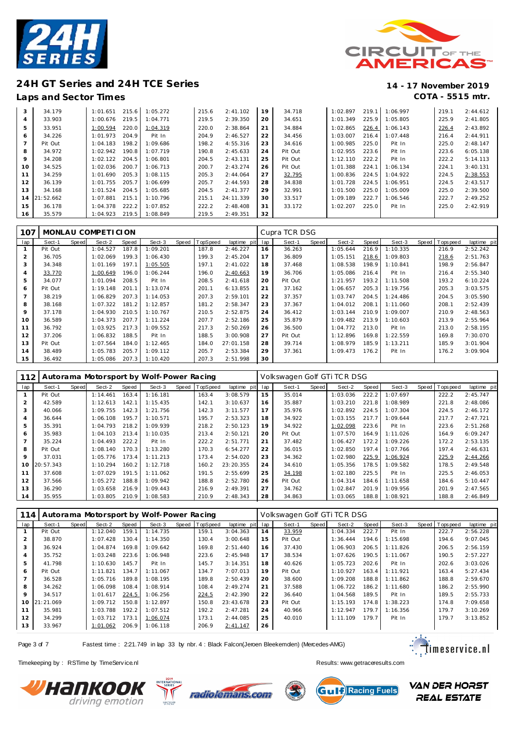# 24H GT Series and 24H TCE Series

## Laps and Sector Times

**14 - 17 November 2019**
**COTA - 5515 mtr.**

| lap | Sect-1 | Speed | Sect-2 | Speed | Sect-3 | Speed | TopSpeed | laptime pit | lap | Sect-1 | Speed | Sect-2 | Speed | Sect-3 | Speed | Topspeed | laptime pit |
|---|---|---|---|---|---|---|---|---|---|---|---|---|---|---|---|---|---|
| 3 | 34.179 | | 1:01.651 | 215.6 | 1:05.272 | | 215.6 | 2:41.102 | 19 | 34.718 | | 1:02.897 | 219.1 | 1:06.997 | | 219.1 | 2:44.612 |
| 4 | 33.903 | | 1:00.676 | 219.5 | 1:04.771 | | 219.5 | 2:39.350 | 20 | 34.651 | | 1:01.349 | 225.9 | 1:05.805 | | 225.9 | 2:41.805 |
| 5 | 33.951 | | 1:00.594 | 220.0 | 1:04.319 | | 220.0 | 2:38.864 | 21 | 34.884 | | 1:02.865 | 226.4 | 1:06.143 | | 226.4 | 2:43.892 |
| 6 | 34.226 | | 1:01.973 | 204.9 | Pit In | | 204.9 | 2:46.527 | 22 | 34.456 | | 1:03.007 | 216.4 | 1:07.448 | | 216.4 | 2:44.911 |
| 7 | Pit Out | | 1:04.183 | 198.2 | 1:09.686 | | 198.2 | 4:55.316 | 23 | 34.616 | | 1:00.985 | 225.0 | Pit In | | 225.0 | 2:48.147 |
| 8 | 34.972 | | 1:02.942 | 190.8 | 1:07.719 | | 190.8 | 2:45.633 | 24 | Pit Out | | 1:02.955 | 223.6 | Pit In | | 223.6 | 6:05.138 |
| 9 | 34.208 | | 1:02.122 | 204.5 | 1:06.801 | | 204.5 | 2:43.131 | 25 | Pit Out | | 1:12.110 | 222.2 | Pit In | | 222.2 | 5:14.113 |
| 10 | 34.525 | | 1:02.036 | 200.7 | 1:06.713 | | 200.7 | 2:43.274 | 26 | Pit Out | | 1:01.388 | 224.1 | 1:06.134 | | 224.1 | 3:40.131 |
| 11 | 34.259 | | 1:01.690 | 205.3 | 1:08.115 | | 205.3 | 2:44.064 | 27 | 32.795 | | 1:00.836 | 224.5 | 1:04.922 | | 224.5 | 2:38.553 |
| 12 | 36.139 | | 1:01.755 | 205.7 | 1:06.699 | | 205.7 | 2:44.593 | 28 | 34.838 | | 1:01.728 | 224.5 | 1:06.951 | | 224.5 | 2:43.517 |
| 13 | 34.168 | | 1:01.524 | 204.5 | 1:05.685 | | 204.5 | 2:41.377 | 29 | 32.991 | | 1:01.500 | 225.0 | 1:05.009 | | 225.0 | 2:39.500 |
| 14 | 21:52.662 | | 1:07.881 | 215.1 | 1:10.796 | | 215.1 | 24:11.339 | 30 | 33.517 | | 1:09.189 | 222.7 | 1:06.546 | | 222.7 | 2:49.252 |
| 15 | 36.178 | | 1:04.378 | 222.2 | 1:07.852 | | 222.2 | 2:48.408 | 31 | 33.172 | | 1:02.207 | 225.0 | Pit In | | 225.0 | 2:42.919 |
| 16 | 35.579 | | 1:04.923 | 219.5 | 1:08.849 | | 219.5 | 2:49.351 | 32 | | | | | | | | |

| 107 | MONLAU COMPETICION | | | | | | | | Cupra TCR DSG | | | | | | | | |
|---|---|---|---|---|---|---|---|---|---|---|---|---|---|---|---|---|---|
| lap | Sect-1 | Speed | Sect-2 | Speed | Sect-3 | Speed | TopSpeed | laptime pit | lap | Sect-1 | Speed | Sect-2 | Speed | Sect-3 | Speed | Topspeed | laptime pit |
| 1 | Pit Out | | 1:04.527 | 187.8 | 1:09.201 | | 187.8 | 2:46.227 | 16 | 36.263 | | 1:05.644 | 216.9 | 1:10.335 | | 216.9 | 2:52.242 |
| 2 | 36.705 | | 1:02.069 | 199.3 | 1:06.430 | | 199.3 | 2:45.204 | 17 | 36.809 | | 1:05.151 | 218.6 | 1:09.803 | | 218.6 | 2:51.763 |
| 3 | 34.348 | | 1:01.169 | 197.1 | 1:05.505 | | 197.1 | 2:41.022 | 18 | 37.468 | | 1:08.538 | 198.9 | 1:10.841 | | 198.9 | 2:56.847 |
| 4 | 33.770 | | 1:00.649 | 196.0 | 1:06.244 | | 196.0 | 2:40.663 | 19 | 36.706 | | 1:05.086 | 216.4 | 1:13.548 | | 216.4 | 2:55.340 |
| 5 | 34.077 | | 1:01.094 | 208.5 | Pit In | | 208.5 | 2:41.618 | 20 | Pit Out | | 1:21.957 | 193.2 | 1:11.508 | | 193.2 | 6:10.224 |
| 6 | Pit Out | | 1:19.148 | 201.1 | 1:13.074 | | 201.1 | 6:13.855 | 21 | 37.162 | | 1:06.657 | 205.3 | 1:19.756 | | 205.3 | 3:03.575 |
| 7 | 38.219 | | 1:06.829 | 207.3 | 1:14.053 | | 207.3 | 2:59.101 | 22 | 37.357 | | 1:13.747 | 204.5 | 1:24.486 | | 204.5 | 3:05.590 |
| 8 | 38.168 | | 1:07.322 | 181.2 | 1:12.857 | | 181.2 | 2:58.347 | 23 | 37.367 | | 1:04.012 | 208.1 | 1:11.060 | | 208.1 | 2:52.439 |
| 9 | 37.178 | | 1:04.930 | 210.5 | 1:10.767 | | 210.5 | 2:52.875 | 24 | 36.412 | | 1:03.144 | 210.9 | 1:09.007 | | 210.9 | 2:48.563 |
| 10 | 36.589 | | 1:04.373 | 207.7 | 1:11.224 | | 207.7 | 2:52.186 | 25 | 35.879 | | 1:09.482 | 213.9 | 1:10.603 | | 213.9 | 2:55.964 |
| 11 | 36.792 | | 1:03.925 | 217.3 | 1:09.552 | | 217.3 | 2:50.269 | 26 | 36.500 | | 1:04.772 | 213.0 | Pit In | | 213.0 | 2:58.195 |
| 12 | 37.206 | | 1:06.832 | 188.5 | Pit In | | 188.5 | 3:00.908 | 27 | Pit Out | | 1:12.896 | 169.8 | 1:22.559 | | 169.8 | 7:30.070 |
| 13 | Pit Out | | 1:07.564 | 184.0 | 1:12.465 | | 184.0 | 27:01.158 | 28 | 39.714 | | 1:08.979 | 185.9 | 1:13.211 | | 185.9 | 3:01.904 |
| 14 | 38.489 | | 1:05.783 | 205.7 | 1:09.112 | | 205.7 | 2:53.384 | 29 | 37.361 | | 1:09.473 | 176.2 | Pit In | | 176.2 | 3:09.904 |
| 15 | 36.492 | | 1:05.086 | 207.3 | 1:10.420 | | 207.3 | 2:51.998 | 30 | | | | | | | | |

| 112 | Autorama Motorsport by Wolf-Power Racing | | | | | | | | Volkswagen Golf GTi TCR DSG | | | | | | | | |
|---|---|---|---|---|---|---|---|---|---|---|---|---|---|---|---|---|---|
| lap | Sect-1 | Speed | Sect-2 | Speed | Sect-3 | Speed | TopSpeed | laptime pit | lap | Sect-1 | Speed | Sect-2 | Speed | Sect-3 | Speed | Topspeed | laptime pit |
| 1 | Pit Out | | 1:14.461 | 163.4 | 1:16.181 | | 163.4 | 3:08.579 | 15 | 35.014 | | 1:03.036 | 222.2 | 1:07.697 | | 222.2 | 2:45.747 |
| 2 | 42.589 | | 1:12.613 | 142.1 | 1:15.435 | | 142.1 | 3:10.637 | 16 | 35.887 | | 1:03.210 | 221.8 | 1:08.989 | | 221.8 | 2:48.086 |
| 3 | 40.066 | | 1:09.755 | 142.3 | 1:21.756 | | 142.3 | 3:11.577 | 17 | 35.976 | | 1:02.892 | 224.5 | 1:07.304 | | 224.5 | 2:46.172 |
| 4 | 36.644 | | 1:06.108 | 195.7 | 1:10.571 | | 195.7 | 2:53.323 | 18 | 34.922 | | 1:03.155 | 217.7 | 1:09.644 | | 217.7 | 2:47.721 |
| 5 | 35.391 | | 1:04.793 | 218.2 | 1:09.939 | | 218.2 | 2:50.123 | 19 | 34.922 | | 1:02.098 | 223.6 | Pit In | | 223.6 | 2:51.268 |
| 6 | 35.983 | | 1:04.103 | 213.4 | 1:10.035 | | 213.4 | 2:50.121 | 20 | Pit Out | | 1:07.570 | 164.9 | 1:11.026 | | 164.9 | 6:09.247 |
| 7 | 35.224 | | 1:04.493 | 222.2 | Pit In | | 222.2 | 2:51.771 | 21 | 37.482 | | 1:06.427 | 172.2 | 1:09.226 | | 172.2 | 2:53.135 |
| 8 | Pit Out | | 1:08.140 | 170.3 | 1:13.280 | | 170.3 | 6:54.277 | 22 | 36.015 | | 1:02.850 | 197.4 | 1:07.766 | | 197.4 | 2:46.631 |
| 9 | 37.031 | | 1:05.776 | 173.4 | 1:11.213 | | 173.4 | 2:54.020 | 23 | 34.362 | | 1:02.980 | 225.9 | 1:06.924 | | 225.9 | 2:44.266 |
| 10 | 20:57.343 | | 1:10.294 | 160.2 | 1:12.718 | | 160.2 | 23:20.355 | 24 | 34.610 | | 1:05.356 | 178.5 | 1:09.582 | | 178.5 | 2:49.548 |
| 11 | 37.608 | | 1:07.029 | 191.5 | 1:11.062 | | 191.5 | 2:55.699 | 25 | 34.198 | | 1:02.180 | 225.5 | Pit In | | 225.5 | 2:46.053 |
| 12 | 37.566 | | 1:05.272 | 188.8 | 1:09.942 | | 188.8 | 2:52.780 | 26 | Pit Out | | 1:04.314 | 184.6 | 1:11.658 | | 184.6 | 5:10.447 |
| 13 | 36.290 | | 1:03.658 | 216.9 | 1:09.443 | | 216.9 | 2:49.391 | 27 | 34.762 | | 1:02.847 | 201.9 | 1:09.956 | | 201.9 | 2:47.565 |
| 14 | 35.955 | | 1:03.805 | 210.9 | 1:08.583 | | 210.9 | 2:48.343 | 28 | 34.863 | | 1:03.065 | 188.8 | 1:08.921 | | 188.8 | 2:46.849 |

| 114 | Autorama Motorsport by Wolf-Power Racing | | | | | | | | Volkswagen Golf GTi TCR DSG | | | | | | | | |
|---|---|---|---|---|---|---|---|---|---|---|---|---|---|---|---|---|---|
| lap | Sect-1 | Speed | Sect-2 | Speed | Sect-3 | Speed | TopSpeed | laptime pit | lap | Sect-1 | Speed | Sect-2 | Speed | Sect-3 | Speed | Topspeed | laptime pit |
| 1 | Pit Out | | 1:12.040 | 159.1 | 1:14.735 | | 159.1 | 3:04.363 | 14 | 33.959 | | 1:04.334 | 222.7 | Pit In | | 222.7 | 2:56.228 |
| 2 | 38.870 | | 1:07.428 | 130.4 | 1:14.350 | | 130.4 | 3:00.648 | 15 | Pit Out | | 1:36.444 | 194.6 | 1:15.698 | | 194.6 | 9:07.045 |
| 3 | 36.924 | | 1:04.874 | 169.8 | 1:09.642 | | 169.8 | 2:51.440 | 16 | 37.430 | | 1:06.903 | 206.5 | 1:11.826 | | 206.5 | 2:56.159 |
| 4 | 35.752 | | 1:03.248 | 223.6 | 1:06.948 | | 223.6 | 2:45.948 | 17 | 38.534 | | 1:07.626 | 190.5 | 1:11.067 | | 190.5 | 2:57.227 |
| 5 | 41.798 | | 1:10.630 | 145.7 | Pit In | | 145.7 | 3:14.351 | 18 | 40.626 | | 1:05.723 | 202.6 | Pit In | | 202.6 | 3:03.026 |
| 6 | Pit Out | | 1:11.821 | 134.7 | 1:11.067 | | 134.7 | 7:07.013 | 19 | Pit Out | | 1:10.927 | 163.4 | 1:11.921 | | 163.4 | 5:27.434 |
| 7 | 36.528 | | 1:05.716 | 189.8 | 1:08.195 | | 189.8 | 2:50.439 | 20 | 38.600 | | 1:09.208 | 188.8 | 1:11.862 | | 188.8 | 2:59.670 |
| 8 | 34.262 | | 1:06.098 | 108.4 | 1:08.914 | | 108.4 | 2:49.274 | 21 | 37.588 | | 1:06.722 | 186.2 | 1:11.680 | | 186.2 | 2:55.990 |
| 9 | 34.517 | | 1:01.617 | 224.5 | 1:06.256 | | 224.5 | 2:42.390 | 22 | 36.640 | | 1:04.568 | 189.5 | Pit In | | 189.5 | 2:55.733 |
| 10 | 21:21.069 | | 1:09.712 | 150.8 | 1:12.897 | | 150.8 | 23:43.678 | 23 | Pit Out | | 1:15.193 | 174.8 | 1:38.223 | | 174.8 | 7:09.658 |
| 11 | 35.981 | | 1:03.788 | 192.2 | 1:07.512 | | 192.2 | 2:47.281 | 24 | 40.966 | | 1:12.947 | 179.7 | 1:16.356 | | 179.7 | 3:10.269 |
| 12 | 34.299 | | 1:03.712 | 173.1 | 1:06.074 | | 173.1 | 2:44.085 | 25 | 40.010 | | 1:11.109 | 179.7 | Pit In | | 179.7 | 3:13.852 |
| 13 | 33.967 | | 1:01.062 | 206.9 | 1:06.118 | | 206.9 | 2:41.147 | 26 | | | | | | | | |

Fastest time : 2:21.749 in lap 33 by nbr. 4 : Black Falcon(Jeroen Bleekemolen) (Mercedes-AMG)

Timekeeping by : RSTime by TimeService.nl

Results: www.getraceresults.com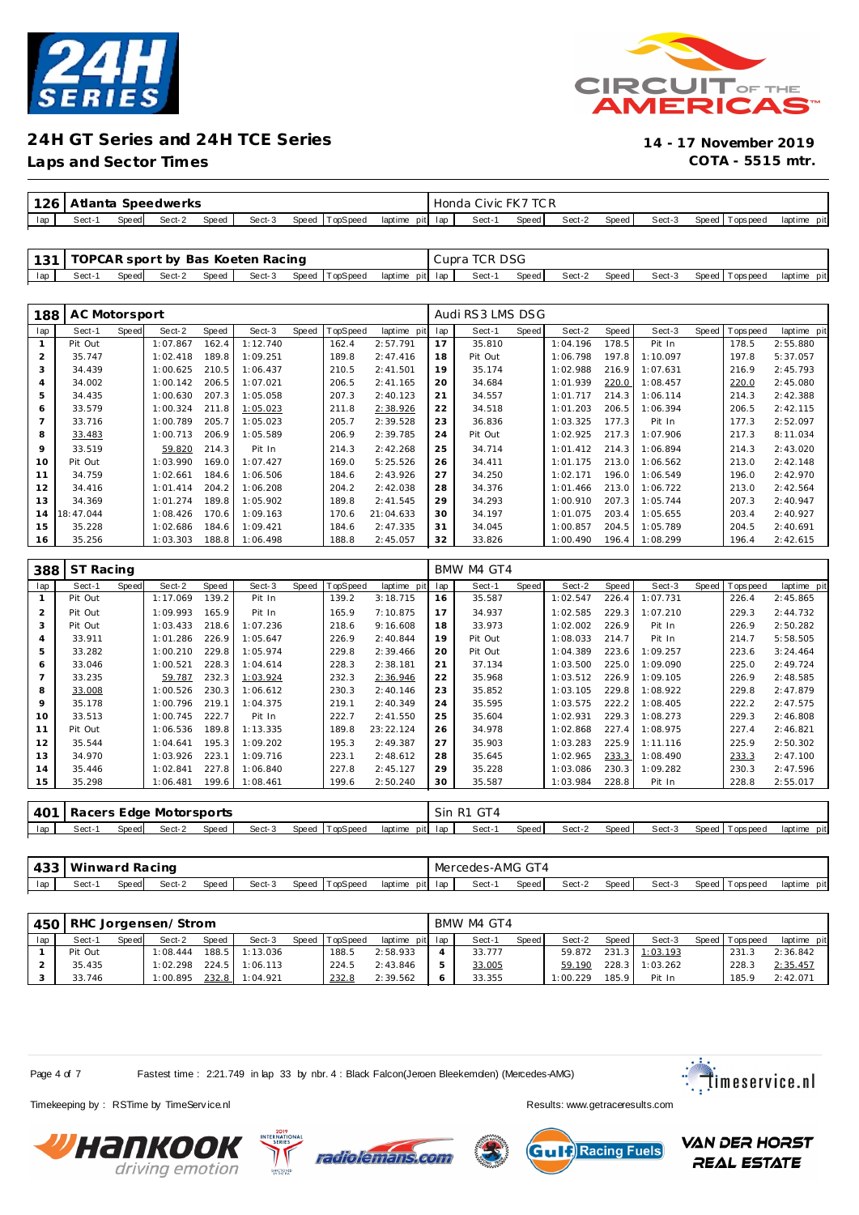# 24H GT Series and 24H TCE Series

**Laps and Sector Times**

**14 - 17 November 2019**
**COTA - 5515 mtr.**

## 126 Atlanta Speedwerks — Honda Civic FK7 TCR

| lap | Sect-1 | Speed | Sect-2 | Speed | Sect-3 | Speed | TopSpeed | laptime | pit | lap | Sect-1 | Speed | Sect-2 | Speed | Sect-3 | Speed | Topspeed | laptime | pit |
|---|---|---|---|---|---|---|---|---|---|---|---|---|---|---|---|---|---|---|---|

## 131 TOPCAR sport by Bas Koeten Racing — Cupra TCR DSG

| lap | Sect-1 | Speed | Sect-2 | Speed | Sect-3 | Speed | TopSpeed | laptime | pit | lap | Sect-1 | Speed | Sect-2 | Speed | Sect-3 | Speed | Topspeed | laptime | pit |
|---|---|---|---|---|---|---|---|---|---|---|---|---|---|---|---|---|---|---|---|

## 188 AC Motorsport — Audi RS3 LMS DSG

| lap | Sect-1 | Speed | Sect-2 | Speed | Sect-3 | Speed | TopSpeed | laptime | pit | lap | Sect-1 | Speed | Sect-2 | Speed | Sect-3 | Speed | Topspeed | laptime | pit |
|---|---|---|---|---|---|---|---|---|---|---|---|---|---|---|---|---|---|---|---|
| 1 | Pit Out | | 1:07.867 | 162.4 | 1:12.740 | | 162.4 | 2:57.791 | | 17 | 35.810 | | 1:04.196 | 178.5 | Pit In | | 178.5 | 2:55.880 | |
| 2 | 35.747 | | 1:02.418 | 189.8 | 1:09.251 | | 189.8 | 2:47.416 | | 18 | Pit Out | | 1:06.798 | 197.8 | 1:10.097 | | 197.8 | 5:37.057 | |
| 3 | 34.439 | | 1:00.625 | 210.5 | 1:06.437 | | 210.5 | 2:41.501 | | 19 | 35.174 | | 1:02.988 | 216.9 | 1:07.631 | | 216.9 | 2:45.793 | |
| 4 | 34.002 | | 1:00.142 | 206.5 | 1:07.021 | | 206.5 | 2:41.165 | | 20 | 34.684 | | 1:01.939 | 220.0 | 1:08.457 | | 220.0 | 2:45.080 | |
| 5 | 34.435 | | 1:00.630 | 207.3 | 1:05.058 | | 207.3 | 2:40.123 | | 21 | 34.557 | | 1:01.717 | 214.3 | 1:06.114 | | 214.3 | 2:42.388 | |
| 6 | 33.579 | | 1:00.324 | 211.8 | 1:05.023 | | 211.8 | 2:38.926 | | 22 | 34.518 | | 1:01.203 | 206.5 | 1:06.394 | | 206.5 | 2:42.115 | |
| 7 | 33.716 | | 1:00.789 | 205.7 | 1:05.023 | | 205.7 | 2:39.528 | | 23 | 36.836 | | 1:03.325 | 177.3 | Pit In | | 177.3 | 2:52.097 | |
| 8 | 33.483 | | 1:00.713 | 206.9 | 1:05.589 | | 206.9 | 2:39.785 | | 24 | Pit Out | | 1:02.925 | 217.3 | 1:07.906 | | 217.3 | 8:11.034 | |
| 9 | 33.519 | | 59.820 | 214.3 | Pit In | | 214.3 | 2:42.268 | | 25 | 34.714 | | 1:01.412 | 214.3 | 1:06.894 | | 214.3 | 2:43.020 | |
| 10 | Pit Out | | 1:03.990 | 169.0 | 1:07.427 | | 169.0 | 5:25.526 | | 26 | 34.411 | | 1:01.175 | 213.0 | 1:06.562 | | 213.0 | 2:42.148 | |
| 11 | 34.759 | | 1:02.661 | 184.6 | 1:06.506 | | 184.6 | 2:43.926 | | 27 | 34.250 | | 1:02.171 | 196.0 | 1:06.549 | | 196.0 | 2:42.970 | |
| 12 | 34.416 | | 1:01.414 | 204.2 | 1:06.208 | | 204.2 | 2:42.038 | | 28 | 34.376 | | 1:01.466 | 213.0 | 1:06.722 | | 213.0 | 2:42.564 | |
| 13 | 34.369 | | 1:01.274 | 189.8 | 1:05.902 | | 189.8 | 2:41.545 | | 29 | 34.293 | | 1:00.910 | 207.3 | 1:05.744 | | 207.3 | 2:40.947 | |
| 14 | 18:47.044 | | 1:08.426 | 170.6 | 1:09.163 | | 170.6 | 21:04.633 | | 30 | 34.197 | | 1:01.075 | 203.4 | 1:05.655 | | 203.4 | 2:40.927 | |
| 15 | 35.228 | | 1:02.686 | 184.6 | 1:09.421 | | 184.6 | 2:47.335 | | 31 | 34.045 | | 1:00.857 | 204.5 | 1:05.789 | | 204.5 | 2:40.691 | |
| 16 | 35.256 | | 1:03.303 | 188.8 | 1:06.498 | | 188.8 | 2:45.057 | | 32 | 33.826 | | 1:00.490 | 196.4 | 1:08.299 | | 196.4 | 2:42.615 | |

## 388 ST Racing — BMW M4 GT4

| lap | Sect-1 | Speed | Sect-2 | Speed | Sect-3 | Speed | TopSpeed | laptime | pit | lap | Sect-1 | Speed | Sect-2 | Speed | Sect-3 | Speed | Topspeed | laptime | pit |
|---|---|---|---|---|---|---|---|---|---|---|---|---|---|---|---|---|---|---|---|
| 1 | Pit Out | | 1:17.069 | 139.2 | Pit In | | 139.2 | 3:18.715 | | 16 | 35.587 | | 1:02.547 | 226.4 | 1:07.731 | | 226.4 | 2:45.865 | |
| 2 | Pit Out | | 1:09.993 | 165.9 | Pit In | | 165.9 | 7:10.875 | | 17 | 34.937 | | 1:02.585 | 229.3 | 1:07.210 | | 229.3 | 2:44.732 | |
| 3 | Pit Out | | 1:03.433 | 218.6 | 1:07.236 | | 218.6 | 9:16.608 | | 18 | 33.973 | | 1:02.002 | 226.9 | Pit In | | 226.9 | 2:50.282 | |
| 4 | 33.911 | | 1:01.286 | 226.9 | 1:05.647 | | 226.9 | 2:40.844 | | 19 | Pit Out | | 1:08.033 | 214.7 | Pit In | | 214.7 | 5:58.505 | |
| 5 | 33.282 | | 1:00.210 | 229.8 | 1:05.974 | | 229.8 | 2:39.466 | | 20 | Pit Out | | 1:04.389 | 223.6 | 1:09.257 | | 223.6 | 3:24.464 | |
| 6 | 33.046 | | 1:00.521 | 228.3 | 1:04.614 | | 228.3 | 2:38.181 | | 21 | 37.134 | | 1:03.500 | 225.0 | 1:09.090 | | 225.0 | 2:49.724 | |
| 7 | 33.235 | | 59.787 | 232.3 | 1:03.924 | | 232.3 | 2:36.946 | | 22 | 35.968 | | 1:03.512 | 226.9 | 1:09.105 | | 226.9 | 2:48.585 | |
| 8 | 33.008 | | 1:00.526 | 230.3 | 1:06.612 | | 230.3 | 2:40.146 | | 23 | 35.852 | | 1:03.105 | 229.8 | 1:08.922 | | 229.8 | 2:47.879 | |
| 9 | 35.178 | | 1:00.796 | 219.1 | 1:04.375 | | 219.1 | 2:40.349 | | 24 | 35.595 | | 1:03.575 | 222.2 | 1:08.405 | | 222.2 | 2:47.575 | |
| 10 | 33.513 | | 1:00.745 | 222.7 | Pit In | | 222.7 | 2:41.550 | | 25 | 35.604 | | 1:02.931 | 229.3 | 1:08.273 | | 229.3 | 2:46.808 | |
| 11 | Pit Out | | 1:06.536 | 189.8 | 1:13.335 | | 189.8 | 23:22.124 | | 26 | 34.978 | | 1:02.868 | 227.4 | 1:08.975 | | 227.4 | 2:46.821 | |
| 12 | 35.544 | | 1:04.641 | 195.3 | 1:09.202 | | 195.3 | 2:49.387 | | 27 | 35.903 | | 1:03.283 | 225.9 | 1:11.116 | | 225.9 | 2:50.302 | |
| 13 | 34.970 | | 1:03.926 | 223.1 | 1:09.716 | | 223.1 | 2:48.612 | | 28 | 35.645 | | 1:02.965 | 233.3 | 1:08.490 | | 233.3 | 2:47.100 | |
| 14 | 35.446 | | 1:02.841 | 227.8 | 1:06.840 | | 227.8 | 2:45.127 | | 29 | 35.228 | | 1:03.086 | 230.3 | 1:09.282 | | 230.3 | 2:47.596 | |
| 15 | 35.298 | | 1:06.481 | 199.6 | 1:08.461 | | 199.6 | 2:50.240 | | 30 | 35.587 | | 1:03.984 | 228.8 | Pit In | | 228.8 | 2:55.017 | |

## 401 Racers Edge Motorsports — Sin R1 GT4

| lap | Sect-1 | Speed | Sect-2 | Speed | Sect-3 | Speed | TopSpeed | laptime | pit | lap | Sect-1 | Speed | Sect-2 | Speed | Sect-3 | Speed | Topspeed | laptime | pit |
|---|---|---|---|---|---|---|---|---|---|---|---|---|---|---|---|---|---|---|---|

## 433 Winward Racing — Mercedes-AMG GT4

| lap | Sect-1 | Speed | Sect-2 | Speed | Sect-3 | Speed | TopSpeed | laptime | pit | lap | Sect-1 | Speed | Sect-2 | Speed | Sect-3 | Speed | Topspeed | laptime | pit |
|---|---|---|---|---|---|---|---|---|---|---|---|---|---|---|---|---|---|---|---|

## 450 RHC Jorgensen/ Strom — BMW M4 GT4

| lap | Sect-1 | Speed | Sect-2 | Speed | Sect-3 | Speed | TopSpeed | laptime | pit | lap | Sect-1 | Speed | Sect-2 | Speed | Sect-3 | Speed | Topspeed | laptime | pit |
|---|---|---|---|---|---|---|---|---|---|---|---|---|---|---|---|---|---|---|---|
| 1 | Pit Out | | 1:08.444 | 188.5 | 1:13.036 | | 188.5 | 2:58.933 | | 4 | 33.777 | | 59.872 | 231.3 | 1:03.193 | | 231.3 | 2:36.842 | |
| 2 | 35.435 | | 1:02.298 | 224.5 | 1:06.113 | | 224.5 | 2:43.846 | | 5 | 33.005 | | 59.190 | 228.3 | 1:03.262 | | 228.3 | 2:35.457 | |
| 3 | 33.746 | | 1:00.895 | 232.8 | 1:04.921 | | 232.8 | 2:39.562 | | 6 | 33.355 | | 1:00.229 | 185.9 | Pit In | | 185.9 | 2:42.071 | |

Fastest time : 2:21.749 in lap 33 by nbr. 4 : Black Falcon(Jeroen Bleekemolen) (Mercedes-AMG)

Timekeeping by : RSTime by TimeService.nl

Results: www.getraceresults.com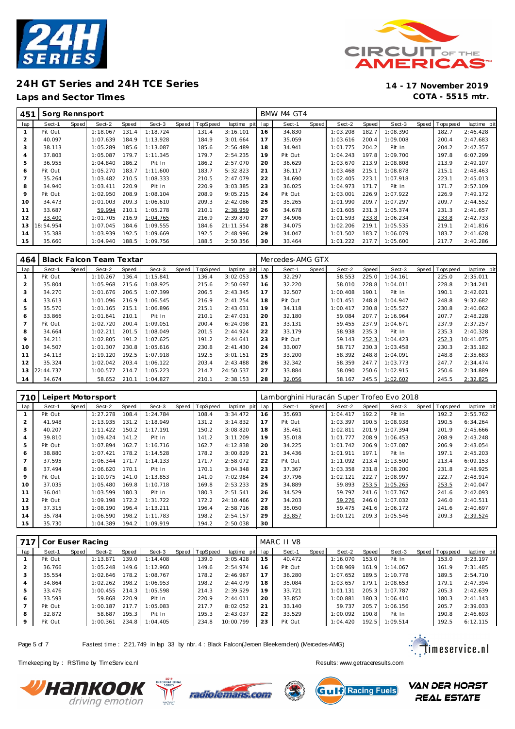# 24H GT Series and 24H TCE Series

## Laps and Sector Times

**14 - 17 November 2019**
**COTA - 5515 mtr.**

| 451 | Sorg Rennsport | | | | | | | | BMW M4 GT4 | | | | | | | | |
|---|---|---|---|---|---|---|---|---|---|---|---|---|---|---|---|---|---|
| lap | Sect-1 | Speed | Sect-2 | Speed | Sect-3 | Speed | TopSpeed | laptime pit | lap | Sect-1 | Speed | Sect-2 | Speed | Sect-3 | Speed | Topspeed | laptime pit |
| 1 | Pit Out | | 1:18.067 | 131.4 | 1:18.724 | | 131.4 | 3:16.101 | 16 | 34.830 | | 1:03.208 | 182.7 | 1:08.390 | | 182.7 | 2:46.428 |
| 2 | 40.097 | | 1:07.639 | 184.9 | 1:13.928 | | 184.9 | 3:01.664 | 17 | 35.059 | | 1:03.616 | 200.4 | 1:09.008 | | 200.4 | 2:47.683 |
| 3 | 38.113 | | 1:05.289 | 185.6 | 1:13.087 | | 185.6 | 2:56.489 | 18 | 34.941 | | 1:01.775 | 204.2 | Pit In | | 204.2 | 2:47.357 |
| 4 | 37.803 | | 1:05.087 | 179.7 | 1:11.345 | | 179.7 | 2:54.235 | 19 | Pit Out | | 1:04.243 | 197.8 | 1:09.700 | | 197.8 | 6:07.299 |
| 5 | 36.955 | | 1:04.840 | 186.2 | Pit In | | 186.2 | 2:57.070 | 20 | 36.629 | | 1:03.670 | 213.9 | 1:08.808 | | 213.9 | 2:49.107 |
| 6 | Pit Out | | 1:05.270 | 183.7 | 1:11.600 | | 183.7 | 5:32.823 | 21 | 36.117 | | 1:03.468 | 215.1 | 1:08.878 | | 215.1 | 2:48.463 |
| 7 | 35.264 | | 1:03.482 | 210.5 | 1:08.333 | | 210.5 | 2:47.079 | 22 | 34.690 | | 1:02.405 | 223.1 | 1:07.918 | | 223.1 | 2:45.013 |
| 8 | 34.940 | | 1:03.411 | 220.9 | Pit In | | 220.9 | 3:03.385 | 23 | 36.025 | | 1:04.973 | 171.7 | Pit In | | 171.7 | 2:57.109 |
| 9 | Pit Out | | 1:02.950 | 208.9 | 1:08.104 | | 208.9 | 9:05.215 | 24 | Pit Out | | 1:03.001 | 226.9 | 1:07.922 | | 226.9 | 7:49.172 |
| 10 | 34.473 | | 1:01.003 | 209.3 | 1:06.610 | | 209.3 | 2:42.086 | 25 | 35.265 | | 1:01.990 | 209.7 | 1:07.297 | | 209.7 | 2:44.552 |
| 11 | 33.687 | | 59.994 | 210.1 | 1:05.278 | | 210.1 | 2:38.959 | 26 | 34.678 | | 1:01.605 | 231.3 | 1:05.374 | | 231.3 | 2:41.657 |
| 12 | 33.400 | | 1:01.705 | 216.9 | 1:04.765 | | 216.9 | 2:39.870 | 27 | 34.906 | | 1:01.593 | 233.8 | 1:06.234 | | 233.8 | 2:42.733 |
| 13 | 18:54.954 | | 1:07.045 | 184.6 | 1:09.555 | | 184.6 | 21:11.554 | 28 | 34.075 | | 1:02.206 | 219.1 | 1:05.535 | | 219.1 | 2:41.816 |
| 14 | 35.388 | | 1:03.939 | 192.5 | 1:09.669 | | 192.5 | 2:48.996 | 29 | 34.047 | | 1:01.502 | 183.7 | 1:06.079 | | 183.7 | 2:41.628 |
| 15 | 35.660 | | 1:04.940 | 188.5 | 1:09.756 | | 188.5 | 2:50.356 | 30 | 33.464 | | 1:01.222 | 217.7 | 1:05.600 | | 217.7 | 2:40.286 |

| 464 | Black Falcon Team Textar | | | | | | | | Mercedes-AMG GTX | | | | | | | | |
|---|---|---|---|---|---|---|---|---|---|---|---|---|---|---|---|---|---|
| lap | Sect-1 | Speed | Sect-2 | Speed | Sect-3 | Speed | TopSpeed | laptime pit | lap | Sect-1 | Speed | Sect-2 | Speed | Sect-3 | Speed | Topspeed | laptime pit |
| 1 | Pit Out | | 1:10.267 | 136.4 | 1:15.841 | | 136.4 | 3:02.053 | 15 | 32.297 | | 58.553 | 225.0 | 1:04.161 | | 225.0 | 2:35.011 |
| 2 | 35.804 | | 1:05.968 | 215.6 | 1:08.925 | | 215.6 | 2:50.697 | 16 | 32.220 | | 58.010 | 228.8 | 1:04.011 | | 228.8 | 2:34.241 |
| 3 | 34.270 | | 1:01.676 | 206.5 | 1:07.399 | | 206.5 | 2:43.345 | 17 | 32.507 | | 1:00.408 | 190.1 | Pit In | | 190.1 | 2:42.021 |
| 4 | 33.613 | | 1:01.096 | 216.9 | 1:06.545 | | 216.9 | 2:41.254 | 18 | Pit Out | | 1:01.451 | 248.8 | 1:04.947 | | 248.8 | 9:32.682 |
| 5 | 35.570 | | 1:01.165 | 215.1 | 1:06.896 | | 215.1 | 2:43.631 | 19 | 34.118 | | 1:00.417 | 230.8 | 1:05.527 | | 230.8 | 2:40.062 |
| 6 | 33.866 | | 1:01.641 | 210.1 | Pit In | | 210.1 | 2:47.031 | 20 | 32.180 | | 59.084 | 207.7 | 1:16.964 | | 207.7 | 2:48.228 |
| 7 | Pit Out | | 1:02.720 | 200.4 | 1:09.051 | | 200.4 | 6:24.098 | 21 | 33.131 | | 59.455 | 237.9 | 1:04.671 | | 237.9 | 2:37.257 |
| 8 | 34.664 | | 1:02.211 | 201.5 | 1:08.049 | | 201.5 | 2:44.924 | 22 | 33.179 | | 58.938 | 235.3 | Pit In | | 235.3 | 2:40.328 |
| 9 | 34.211 | | 1:02.805 | 191.2 | 1:07.625 | | 191.2 | 2:44.641 | 23 | Pit Out | | 59.143 | 252.3 | 1:04.423 | | 252.3 | 10:41.075 |
| 10 | 34.507 | | 1:01.307 | 230.8 | 1:05.616 | | 230.8 | 2:41.430 | 24 | 33.007 | | 58.717 | 230.3 | 1:03.458 | | 230.3 | 2:35.182 |
| 11 | 34.113 | | 1:19.120 | 192.5 | 1:07.918 | | 192.5 | 3:01.151 | 25 | 33.200 | | 58.392 | 248.8 | 1:04.091 | | 248.8 | 2:35.683 |
| 12 | 35.324 | | 1:02.042 | 203.4 | 1:06.122 | | 203.4 | 2:43.488 | 26 | 32.342 | | 58.359 | 247.7 | 1:03.773 | | 247.7 | 2:34.474 |
| 13 | 22:44.737 | | 1:00.577 | 214.7 | 1:05.223 | | 214.7 | 24:50.537 | 27 | 33.884 | | 58.090 | 250.6 | 1:02.915 | | 250.6 | 2:34.889 |
| 14 | 34.674 | | 58.652 | 210.1 | 1:04.827 | | 210.1 | 2:38.153 | 28 | 32.056 | | 58.167 | 245.5 | 1:02.602 | | 245.5 | 2:32.825 |

| 710 | Leipert Motorsport | | | | | | | | Lamborghini Huracán Super Trofeo Evo 2018 | | | | | | | | |
|---|---|---|---|---|---|---|---|---|---|---|---|---|---|---|---|---|---|
| lap | Sect-1 | Speed | Sect-2 | Speed | Sect-3 | Speed | TopSpeed | laptime pit | lap | Sect-1 | Speed | Sect-2 | Speed | Sect-3 | Speed | Topspeed | laptime pit |
| 1 | Pit Out | | 1:27.278 | 108.4 | 1:24.784 | | 108.4 | 3:34.472 | 16 | 35.693 | | 1:04.417 | 192.2 | Pit In | | 192.2 | 2:55.762 |
| 2 | 41.948 | | 1:13.935 | 131.2 | 1:18.949 | | 131.2 | 3:14.832 | 17 | Pit Out | | 1:03.397 | 190.5 | 1:08.938 | | 190.5 | 6:34.264 |
| 3 | 40.207 | | 1:11.422 | 150.2 | 1:17.191 | | 150.2 | 3:08.820 | 18 | 35.461 | | 1:02.811 | 201.9 | 1:07.394 | | 201.9 | 2:45.666 |
| 4 | 39.810 | | 1:09.424 | 141.2 | Pit In | | 141.2 | 3:11.209 | 19 | 35.018 | | 1:01.777 | 208.9 | 1:06.453 | | 208.9 | 2:43.248 |
| 5 | Pit Out | | 1:07.894 | 162.7 | 1:16.716 | | 162.7 | 4:12.838 | 20 | 34.225 | | 1:01.742 | 206.9 | 1:07.087 | | 206.9 | 2:43.054 |
| 6 | 38.880 | | 1:07.421 | 178.2 | 1:14.528 | | 178.2 | 3:00.829 | 21 | 34.436 | | 1:01.911 | 197.1 | Pit In | | 197.1 | 2:45.203 |
| 7 | 37.595 | | 1:06.344 | 171.7 | 1:14.133 | | 171.7 | 2:58.072 | 22 | Pit Out | | 1:11.092 | 213.4 | 1:13.500 | | 213.4 | 6:09.153 |
| 8 | 37.494 | | 1:06.620 | 170.1 | Pit In | | 170.1 | 3:04.348 | 23 | 37.367 | | 1:03.358 | 231.8 | 1:08.200 | | 231.8 | 2:48.925 |
| 9 | Pit Out | | 1:10.975 | 141.0 | 1:13.853 | | 141.0 | 7:02.984 | 24 | 37.796 | | 1:02.121 | 222.7 | 1:08.997 | | 222.7 | 2:48.914 |
| 10 | 37.035 | | 1:05.480 | 169.8 | 1:10.718 | | 169.8 | 2:53.233 | 25 | 34.889 | | 59.893 | 253.5 | 1:05.265 | | 253.5 | 2:40.047 |
| 11 | 36.041 | | 1:03.599 | 180.3 | Pit In | | 180.3 | 2:51.541 | 26 | 34.529 | | 59.797 | 241.6 | 1:07.767 | | 241.6 | 2:42.093 |
| 12 | Pit Out | | 1:09.198 | 172.2 | 1:31.722 | | 172.2 | 24:10.466 | 27 | 34.203 | | 59.276 | 246.0 | 1:07.032 | | 246.0 | 2:40.511 |
| 13 | 37.315 | | 1:08.190 | 196.4 | 1:13.211 | | 196.4 | 2:58.716 | 28 | 35.050 | | 59.475 | 241.6 | 1:06.172 | | 241.6 | 2:40.697 |
| 14 | 35.784 | | 1:06.590 | 198.2 | 1:11.783 | | 198.2 | 2:54.157 | 29 | 33.857 | | 1:00.121 | 209.3 | 1:05.546 | | 209.3 | 2:39.524 |
| 15 | 35.730 | | 1:04.389 | 194.2 | 1:09.919 | | 194.2 | 2:50.038 | 30 | | | | | | | | |

| 717 | Cor Euser Racing | | | | | | | | MARC II V8 | | | | | | | | |
|---|---|---|---|---|---|---|---|---|---|---|---|---|---|---|---|---|---|
| lap | Sect-1 | Speed | Sect-2 | Speed | Sect-3 | Speed | TopSpeed | laptime pit | lap | Sect-1 | Speed | Sect-2 | Speed | Sect-3 | Speed | Topspeed | laptime pit |
| 1 | Pit Out | | 1:13.871 | 139.0 | 1:14.408 | | 139.0 | 3:05.428 | 15 | 40.472 | | 1:16.070 | 153.0 | Pit In | | 153.0 | 3:23.197 |
| 2 | 36.766 | | 1:05.248 | 149.6 | 1:12.960 | | 149.6 | 2:54.974 | 16 | Pit Out | | 1:08.969 | 161.9 | 1:14.067 | | 161.9 | 7:31.485 |
| 3 | 35.554 | | 1:02.646 | 178.2 | 1:08.767 | | 178.2 | 2:46.967 | 17 | 36.280 | | 1:07.652 | 189.5 | 1:10.778 | | 189.5 | 2:54.710 |
| 4 | 34.864 | | 1:02.262 | 198.2 | 1:06.953 | | 198.2 | 2:44.079 | 18 | 35.084 | | 1:03.657 | 179.1 | 1:08.653 | | 179.1 | 2:47.394 |
| 5 | 33.476 | | 1:00.455 | 214.3 | 1:05.598 | | 214.3 | 2:39.529 | 19 | 33.721 | | 1:01.131 | 205.3 | 1:07.787 | | 205.3 | 2:42.639 |
| 6 | 33.593 | | 59.868 | 220.9 | Pit In | | 220.9 | 2:44.011 | 20 | 33.852 | | 1:00.881 | 180.3 | 1:06.410 | | 180.3 | 2:41.143 |
| 7 | Pit Out | | 1:00.187 | 217.7 | 1:05.083 | | 217.7 | 8:02.052 | 21 | 33.140 | | 59.737 | 205.7 | 1:06.156 | | 205.7 | 2:39.033 |
| 8 | 32.872 | | 58.687 | 195.3 | Pit In | | 195.3 | 2:43.037 | 22 | 33.529 | | 1:00.092 | 190.8 | Pit In | | 190.8 | 2:46.693 |
| 9 | Pit Out | | 1:00.361 | 234.8 | 1:04.405 | | 234.8 | 10:00.799 | 23 | Pit Out | | 1:04.420 | 192.5 | 1:09.514 | | 192.5 | 6:12.115 |

Fastest time : 2:21.749 in lap 33 by nbr. 4 : Black Falcon(Jeroen Bleekemolen) (Mercedes-AMG)

Timekeeping by : RSTime by TimeService.nl

Results: www.getraceresults.com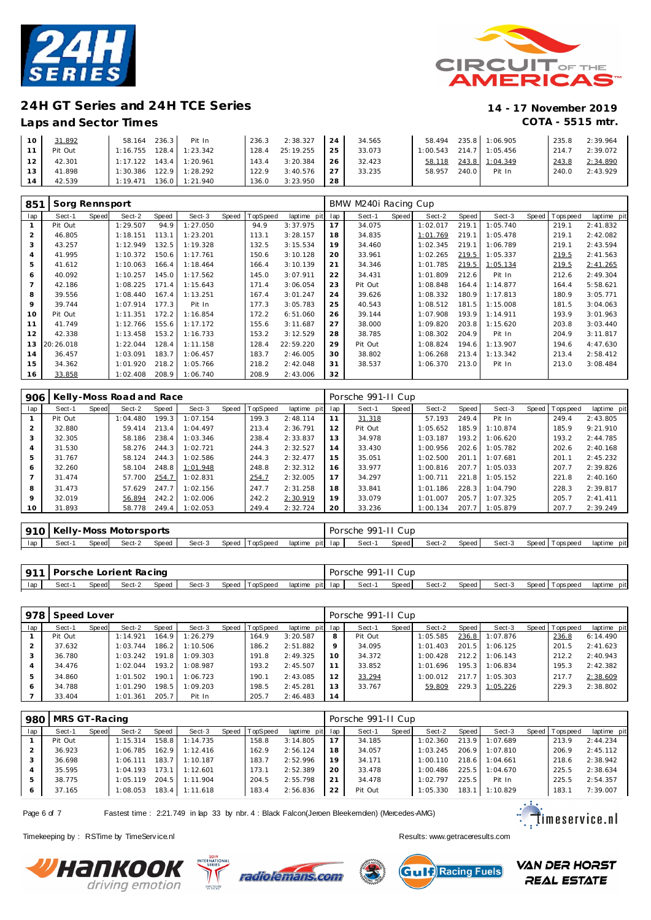# 24H GT Series and 24H TCE Series

## Laps and Sector Times

**14 - 17 November 2019**
**COTA - 5515 mtr.**

| lap | Sect-1 | Speed | Sect-2 | Speed | Sect-3 | Speed | TopSpeed | laptime pit | lap | Sect-1 | Speed | Sect-2 | Speed | Sect-3 | Speed | Topspeed | laptime pit |
|---|---|---|---|---|---|---|---|---|---|---|---|---|---|---|---|---|---|
| 10 | 31.892 | | 58.164 | 236.3 | Pit In | | 236.3 | 2:38.327 | 24 | 34.565 | | 58.494 | 235.8 | 1:06.905 | | 235.8 | 2:39.964 |
| 11 | Pit Out | | 1:16.755 | 128.4 | 1:23.342 | | 128.4 | 25:19.255 | 25 | 33.073 | | 1:00.543 | 214.7 | 1:05.456 | | 214.7 | 2:39.072 |
| 12 | 42.301 | | 1:17.122 | 143.4 | 1:20.961 | | 143.4 | 3:20.384 | 26 | 32.423 | | 58.118 | 243.8 | 1:04.349 | | 243.8 | 2:34.890 |
| 13 | 41.898 | | 1:30.386 | 122.9 | 1:28.292 | | 122.9 | 3:40.576 | 27 | 33.235 | | 58.957 | 240.0 | Pit In | | 240.0 | 2:43.929 |
| 14 | 42.539 | | 1:19.471 | 136.0 | 1:21.940 | | 136.0 | 3:23.950 | 28 | | | | | | | | |

### 851 Sorg Rennsport — BMW M240i Racing Cup

| lap | Sect-1 | Speed | Sect-2 | Speed | Sect-3 | Speed | TopSpeed | laptime pit | lap | Sect-1 | Speed | Sect-2 | Speed | Sect-3 | Speed | Topspeed | laptime pit |
|---|---|---|---|---|---|---|---|---|---|---|---|---|---|---|---|---|---|
| 1 | Pit Out | | 1:29.507 | 94.9 | 1:27.050 | | 94.9 | 3:37.975 | 17 | 34.075 | | 1:02.017 | 219.1 | 1:05.740 | | 219.1 | 2:41.832 |
| 2 | 46.805 | | 1:18.151 | 113.1 | 1:23.201 | | 113.1 | 3:28.157 | 18 | 34.835 | | 1:01.769 | 219.1 | 1:05.478 | | 219.1 | 2:42.082 |
| 3 | 43.257 | | 1:12.949 | 132.5 | 1:19.328 | | 132.5 | 3:15.534 | 19 | 34.460 | | 1:02.345 | 219.1 | 1:06.789 | | 219.1 | 2:43.594 |
| 4 | 41.995 | | 1:10.372 | 150.6 | 1:17.761 | | 150.6 | 3:10.128 | 20 | 33.961 | | 1:02.265 | 219.5 | 1:05.337 | | 219.5 | 2:41.563 |
| 5 | 41.612 | | 1:10.063 | 166.4 | 1:18.464 | | 166.4 | 3:10.139 | 21 | 34.346 | | 1:01.785 | 219.5 | 1:05.134 | | 219.5 | 2:41.265 |
| 6 | 40.092 | | 1:10.257 | 145.0 | 1:17.562 | | 145.0 | 3:07.911 | 22 | 34.431 | | 1:01.809 | 212.6 | Pit In | | 212.6 | 2:49.304 |
| 7 | 42.186 | | 1:08.225 | 171.4 | 1:15.643 | | 171.4 | 3:06.054 | 23 | Pit Out | | 1:08.848 | 164.4 | 1:14.877 | | 164.4 | 5:58.621 |
| 8 | 39.556 | | 1:08.440 | 167.4 | 1:13.251 | | 167.4 | 3:01.247 | 24 | 39.626 | | 1:08.332 | 180.9 | 1:17.813 | | 180.9 | 3:05.771 |
| 9 | 39.744 | | 1:07.914 | 177.3 | Pit In | | 177.3 | 3:05.783 | 25 | 40.543 | | 1:08.512 | 181.5 | 1:15.008 | | 181.5 | 3:04.063 |
| 10 | Pit Out | | 1:11.351 | 172.2 | 1:16.854 | | 172.2 | 6:51.060 | 26 | 39.144 | | 1:07.908 | 193.9 | 1:14.911 | | 193.9 | 3:01.963 |
| 11 | 41.749 | | 1:12.766 | 155.6 | 1:17.172 | | 155.6 | 3:11.687 | 27 | 38.000 | | 1:09.820 | 203.8 | 1:15.620 | | 203.8 | 3:03.440 |
| 12 | 42.338 | | 1:13.458 | 153.2 | 1:16.733 | | 153.2 | 3:12.529 | 28 | 38.785 | | 1:08.302 | 204.9 | Pit In | | 204.9 | 3:11.817 |
| 13 | 20:26.018 | | 1:22.044 | 128.4 | 1:11.158 | | 128.4 | 22:59.220 | 29 | Pit Out | | 1:08.824 | 194.6 | 1:13.907 | | 194.6 | 4:47.630 |
| 14 | 36.457 | | 1:03.091 | 183.7 | 1:06.457 | | 183.7 | 2:46.005 | 30 | 38.802 | | 1:06.268 | 213.4 | 1:13.342 | | 213.4 | 2:58.412 |
| 15 | 34.362 | | 1:01.920 | 218.2 | 1:05.766 | | 218.2 | 2:42.048 | 31 | 38.537 | | 1:06.370 | 213.0 | Pit In | | 213.0 | 3:08.484 |
| 16 | 33.858 | | 1:02.408 | 208.9 | 1:06.740 | | 208.9 | 2:43.006 | 32 | | | | | | | | |

### 906 Kelly-Moss Road and Race — Porsche 991-II Cup

| lap | Sect-1 | Speed | Sect-2 | Speed | Sect-3 | Speed | TopSpeed | laptime pit | lap | Sect-1 | Speed | Sect-2 | Speed | Sect-3 | Speed | Topspeed | laptime pit |
|---|---|---|---|---|---|---|---|---|---|---|---|---|---|---|---|---|---|
| 1 | Pit Out | | 1:04.480 | 199.3 | 1:07.154 | | 199.3 | 2:48.114 | 11 | 31.318 | | 57.193 | 249.4 | Pit In | | 249.4 | 2:43.805 |
| 2 | 32.880 | | 59.414 | 213.4 | 1:04.497 | | 213.4 | 2:36.791 | 12 | Pit Out | | 1:05.652 | 185.9 | 1:10.874 | | 185.9 | 9:21.910 |
| 3 | 32.305 | | 58.186 | 238.4 | 1:03.346 | | 238.4 | 2:33.837 | 13 | 34.978 | | 1:03.187 | 193.2 | 1:06.620 | | 193.2 | 2:44.785 |
| 4 | 31.530 | | 58.276 | 244.3 | 1:02.721 | | 244.3 | 2:32.527 | 14 | 33.430 | | 1:00.956 | 202.6 | 1:05.782 | | 202.6 | 2:40.168 |
| 5 | 31.767 | | 58.124 | 244.3 | 1:02.586 | | 244.3 | 2:32.477 | 15 | 35.051 | | 1:02.500 | 201.1 | 1:07.681 | | 201.1 | 2:45.232 |
| 6 | 32.260 | | 58.104 | 248.8 | 1:01.948 | | 248.8 | 2:32.312 | 16 | 33.977 | | 1:00.816 | 207.7 | 1:05.033 | | 207.7 | 2:39.826 |
| 7 | 31.474 | | 57.700 | 254.7 | 1:02.831 | | 254.7 | 2:32.005 | 17 | 34.297 | | 1:00.711 | 221.8 | 1:05.152 | | 221.8 | 2:40.160 |
| 8 | 31.473 | | 57.629 | 247.7 | 1:02.156 | | 247.7 | 2:31.258 | 18 | 33.841 | | 1:01.186 | 228.3 | 1:04.790 | | 228.3 | 2:39.817 |
| 9 | 32.019 | | 56.894 | 242.2 | 1:02.006 | | 242.2 | 2:30.919 | 19 | 33.079 | | 1:01.007 | 205.7 | 1:07.325 | | 205.7 | 2:41.411 |
| 10 | 31.893 | | 58.778 | 249.4 | 1:02.053 | | 249.4 | 2:32.724 | 20 | 33.236 | | 1:00.134 | 207.7 | 1:05.879 | | 207.7 | 2:39.249 |

### 910 Kelly-Moss Motorsports — Porsche 991-II Cup

| lap | Sect-1 | Speed | Sect-2 | Speed | Sect-3 | Speed | TopSpeed | laptime pit | lap | Sect-1 | Speed | Sect-2 | Speed | Sect-3 | Speed | Topspeed | laptime pit |
|---|---|---|---|---|---|---|---|---|---|---|---|---|---|---|---|---|---|

### 911 Porsche Lorient Racing — Porsche 991-II Cup

| lap | Sect-1 | Speed | Sect-2 | Speed | Sect-3 | Speed | TopSpeed | laptime pit | lap | Sect-1 | Speed | Sect-2 | Speed | Sect-3 | Speed | Topspeed | laptime pit |
|---|---|---|---|---|---|---|---|---|---|---|---|---|---|---|---|---|---|

### 978 Speed Lover — Porsche 991-II Cup

| lap | Sect-1 | Speed | Sect-2 | Speed | Sect-3 | Speed | TopSpeed | laptime pit | lap | Sect-1 | Speed | Sect-2 | Speed | Sect-3 | Speed | Topspeed | laptime pit |
|---|---|---|---|---|---|---|---|---|---|---|---|---|---|---|---|---|---|
| 1 | Pit Out | | 1:14.921 | 164.9 | 1:26.279 | | 164.9 | 3:20.587 | 8 | Pit Out | | 1:05.585 | 236.8 | 1:07.876 | | 236.8 | 6:14.490 |
| 2 | 37.632 | | 1:03.744 | 186.2 | 1:10.506 | | 186.2 | 2:51.882 | 9 | 34.095 | | 1:01.403 | 201.5 | 1:06.125 | | 201.5 | 2:41.623 |
| 3 | 36.780 | | 1:03.242 | 191.8 | 1:09.303 | | 191.8 | 2:49.325 | 10 | 34.372 | | 1:00.428 | 212.2 | 1:06.143 | | 212.2 | 2:40.943 |
| 4 | 34.476 | | 1:02.044 | 193.2 | 1:08.987 | | 193.2 | 2:45.507 | 11 | 33.852 | | 1:01.696 | 195.3 | 1:06.834 | | 195.3 | 2:42.382 |
| 5 | 34.860 | | 1:01.502 | 190.1 | 1:06.723 | | 190.1 | 2:43.085 | 12 | 33.294 | | 1:00.012 | 217.7 | 1:05.303 | | 217.7 | 2:38.609 |
| 6 | 34.788 | | 1:01.290 | 198.5 | 1:09.203 | | 198.5 | 2:45.281 | 13 | 33.767 | | 59.809 | 229.3 | 1:05.226 | | 229.3 | 2:38.802 |
| 7 | 33.404 | | 1:01.361 | 205.7 | Pit In | | 205.7 | 2:46.483 | 14 | | | | | | | | |

### 980 MRS GT-Racing — Porsche 991-II Cup

| lap | Sect-1 | Speed | Sect-2 | Speed | Sect-3 | Speed | TopSpeed | laptime pit | lap | Sect-1 | Speed | Sect-2 | Speed | Sect-3 | Speed | Topspeed | laptime pit |
|---|---|---|---|---|---|---|---|---|---|---|---|---|---|---|---|---|---|
| 1 | Pit Out | | 1:15.314 | 158.8 | 1:14.735 | | 158.8 | 3:14.805 | 17 | 34.185 | | 1:02.360 | 213.9 | 1:07.689 | | 213.9 | 2:44.234 |
| 2 | 36.923 | | 1:06.785 | 162.9 | 1:12.416 | | 162.9 | 2:56.124 | 18 | 34.057 | | 1:03.245 | 206.9 | 1:07.810 | | 206.9 | 2:45.112 |
| 3 | 36.698 | | 1:06.111 | 183.7 | 1:10.187 | | 183.7 | 2:52.996 | 19 | 34.171 | | 1:00.110 | 218.6 | 1:04.661 | | 218.6 | 2:38.942 |
| 4 | 35.595 | | 1:04.193 | 173.1 | 1:12.601 | | 173.1 | 2:52.389 | 20 | 33.478 | | 1:00.486 | 225.5 | 1:04.670 | | 225.5 | 2:38.634 |
| 5 | 38.775 | | 1:05.119 | 204.5 | 1:11.904 | | 204.5 | 2:55.798 | 21 | 34.478 | | 1:02.797 | 225.5 | Pit In | | 225.5 | 2:54.357 |
| 6 | 37.165 | | 1:08.053 | 183.4 | 1:11.618 | | 183.4 | 2:56.836 | 22 | Pit Out | | 1:05.330 | 183.1 | 1:10.829 | | 183.1 | 7:39.007 |

Fastest time : 2:21.749 in lap 33 by nbr. 4 : Black Falcon(Jeroen Bleekemolen) (Mercedes-AMG)

Timekeeping by : RSTime by TimeService.nl

Results: www.getraceresults.com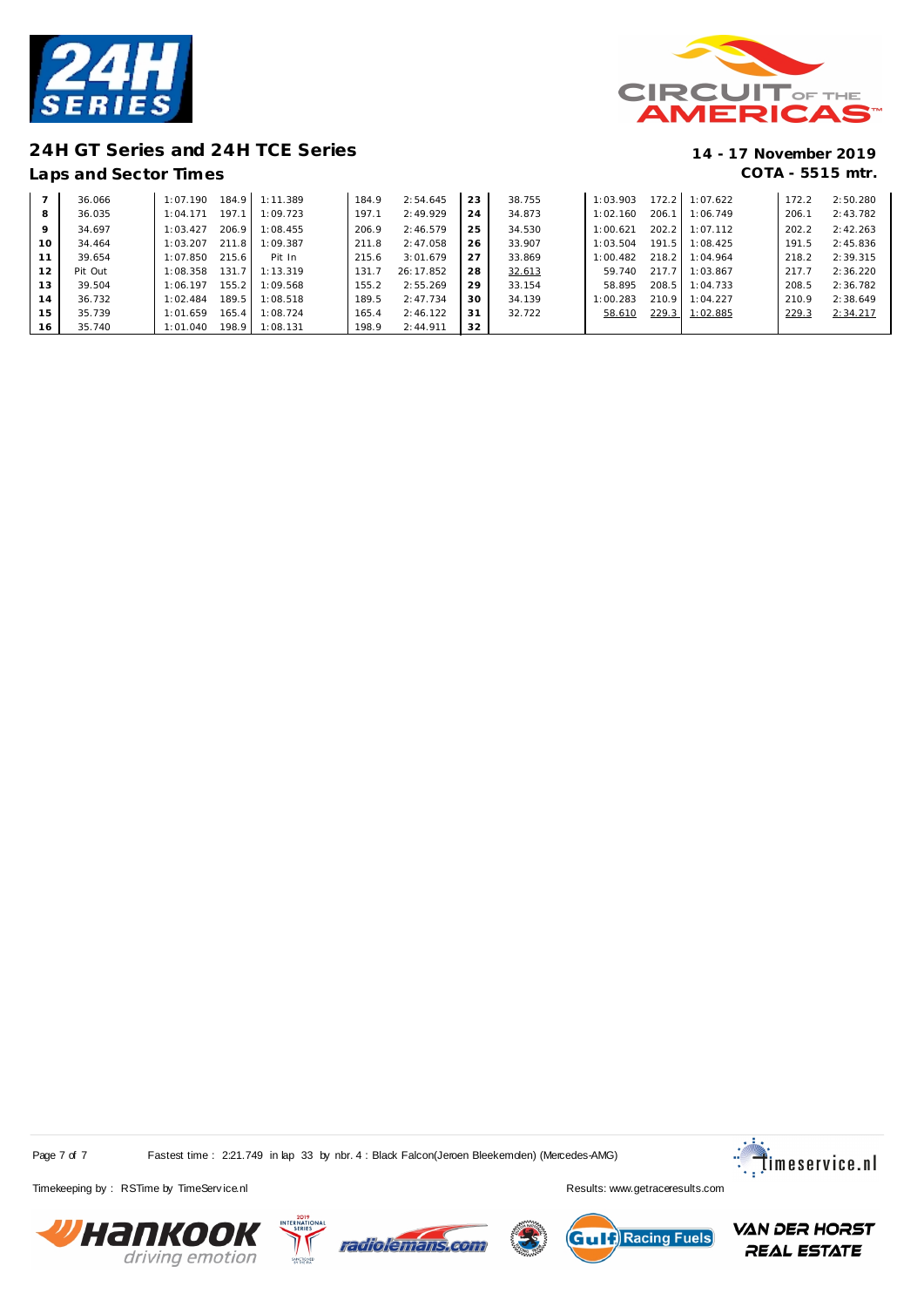# 24H GT Series and 24H TCE Series

## Laps and Sector Times

**14 - 17 November 2019**
**COTA - 5515 mtr.**

| | | | | | | | | | | | | | |
|---|---|---|---|---|---|---|---|---|---|---|---|---|---|
| 7 | 36.066 | 1:07.190 | 184.9 | 1:11.389 | 184.9 | 2:54.645 | 23 | 38.755 | 1:03.903 | 172.2 | 1:07.622 | 172.2 | 2:50.280 |
| 8 | 36.035 | 1:04.171 | 197.1 | 1:09.723 | 197.1 | 2:49.929 | 24 | 34.873 | 1:02.160 | 206.1 | 1:06.749 | 206.1 | 2:43.782 |
| 9 | 34.697 | 1:03.427 | 206.9 | 1:08.455 | 206.9 | 2:46.579 | 25 | 34.530 | 1:00.621 | 202.2 | 1:07.112 | 202.2 | 2:42.263 |
| 10 | 34.464 | 1:03.207 | 211.8 | 1:09.387 | 211.8 | 2:47.058 | 26 | 33.907 | 1:03.504 | 191.5 | 1:08.425 | 191.5 | 2:45.836 |
| 11 | 39.654 | 1:07.850 | 215.6 | Pit In | 215.6 | 3:01.679 | 27 | 33.869 | 1:00.482 | 218.2 | 1:04.964 | 218.2 | 2:39.315 |
| 12 | Pit Out | 1:08.358 | 131.7 | 1:13.319 | 131.7 | 26:17.852 | 28 | 32.613 | 59.740 | 217.7 | 1:03.867 | 217.7 | 2:36.220 |
| 13 | 39.504 | 1:06.197 | 155.2 | 1:09.568 | 155.2 | 2:55.269 | 29 | 33.154 | 58.895 | 208.5 | 1:04.733 | 208.5 | 2:36.782 |
| 14 | 36.732 | 1:02.484 | 189.5 | 1:08.518 | 189.5 | 2:47.734 | 30 | 34.139 | 1:00.283 | 210.9 | 1:04.227 | 210.9 | 2:38.649 |
| 15 | 35.739 | 1:01.659 | 165.4 | 1:08.724 | 165.4 | 2:46.122 | 31 | 32.722 | 58.610 | 229.3 | 1:02.885 | 229.3 | 2:34.217 |
| 16 | 35.740 | 1:01.040 | 198.9 | 1:08.131 | 198.9 | 2:44.911 | 32 | | | | | | |

Fastest time : 2:21.749 in lap 33 by nbr. 4 : Black Falcon(Jeroen Bleekemolen) (Mercedes-AMG)

Timekeeping by : RSTime by TimeService.nl

Results: www.getraceresults.com